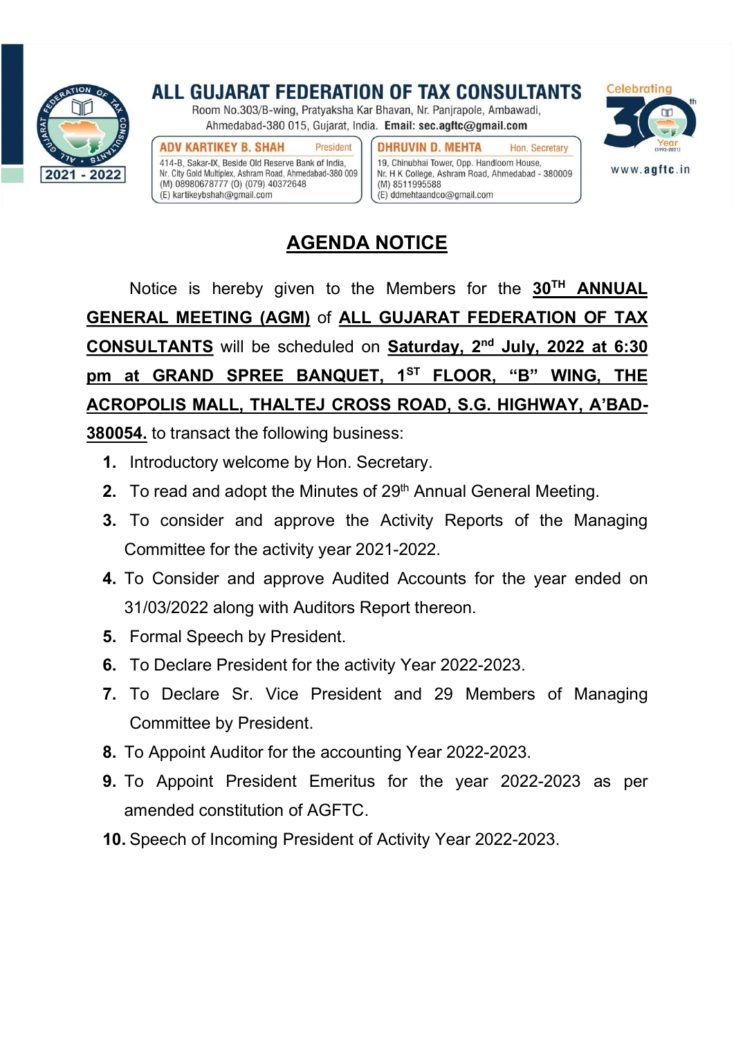# ALL GUJARAT FEDERATION OF TAX CONSULTANTS

Room No.303/B-wing, Pratyaksha Kar Bhavan, Nr. Panjrapole, Ambawadi,
Ahmedabad-380 015, Gujarat, India. **Email: sec.agftc@gmail.com**

2021 - 2022

**ADV KARTIKEY B. SHAH** — President
414-B, Sakar-IX, Beside Old Reserve Bank of India,
Nr. City Gold Multiplex, Ashram Road, Ahmedabad-380 009
(M) 08980678777 (O) (079) 40372648
(E) kartikeybshah@gmail.com

**DHRUVIN D. MEHTA** — Hon. Secretary
19, Chinubhai Tower, Opp. Handloom House,
Nr. H K College, Ashram Road, Ahmedabad - 380009
(M) 8511995588
(E) ddmehtaandco@gmail.com

Celebrating 30th Year (1992-2021)

www.agftc.in

## AGENDA NOTICE

Notice is hereby given to the Members for the **30TH ANNUAL GENERAL MEETING (AGM)** of **ALL GUJARAT FEDERATION OF TAX CONSULTANTS** will be scheduled on **Saturday, 2nd July, 2022 at 6:30 pm at GRAND SPREE BANQUET, 1ST FLOOR, "B" WING, THE ACROPOLIS MALL, THALTEJ CROSS ROAD, S.G. HIGHWAY, A'BAD-380054.** to transact the following business:

1. Introductory welcome by Hon. Secretary.
2. To read and adopt the Minutes of 29th Annual General Meeting.
3. To consider and approve the Activity Reports of the Managing Committee for the activity year 2021-2022.
4. To Consider and approve Audited Accounts for the year ended on 31/03/2022 along with Auditors Report thereon.
5. Formal Speech by President.
6. To Declare President for the activity Year 2022-2023.
7. To Declare Sr. Vice President and 29 Members of Managing Committee by President.
8. To Appoint Auditor for the accounting Year 2022-2023.
9. To Appoint President Emeritus for the year 2022-2023 as per amended constitution of AGFTC.
10. Speech of Incoming President of Activity Year 2022-2023.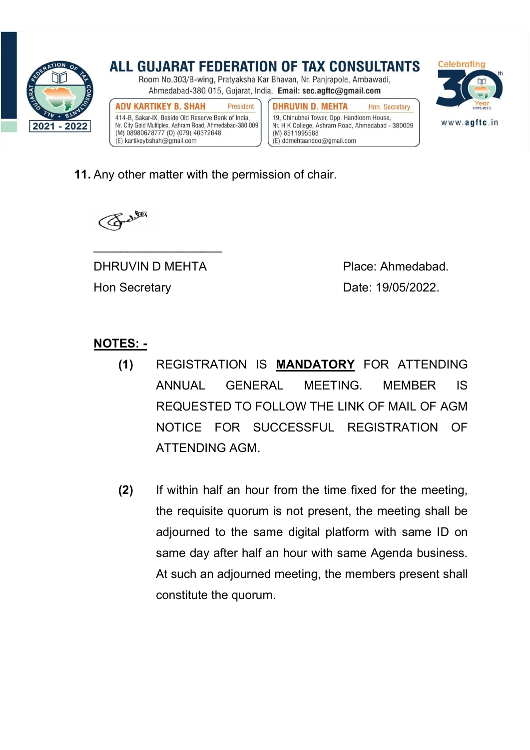11. Any other matter with the permission of chair.

DHRUVIN D MEHTA
Hon Secretary

Place: Ahmedabad.
Date: 19/05/2022.

**NOTES: -**

**(1)** REGISTRATION IS **MANDATORY** FOR ATTENDING ANNUAL GENERAL MEETING. MEMBER IS REQUESTED TO FOLLOW THE LINK OF MAIL OF AGM NOTICE FOR SUCCESSFUL REGISTRATION OF ATTENDING AGM.

**(2)** If within half an hour from the time fixed for the meeting, the requisite quorum is not present, the meeting shall be adjourned to the same digital platform with same ID on same day after half an hour with same Agenda business. At such an adjourned meeting, the members present shall constitute the quorum.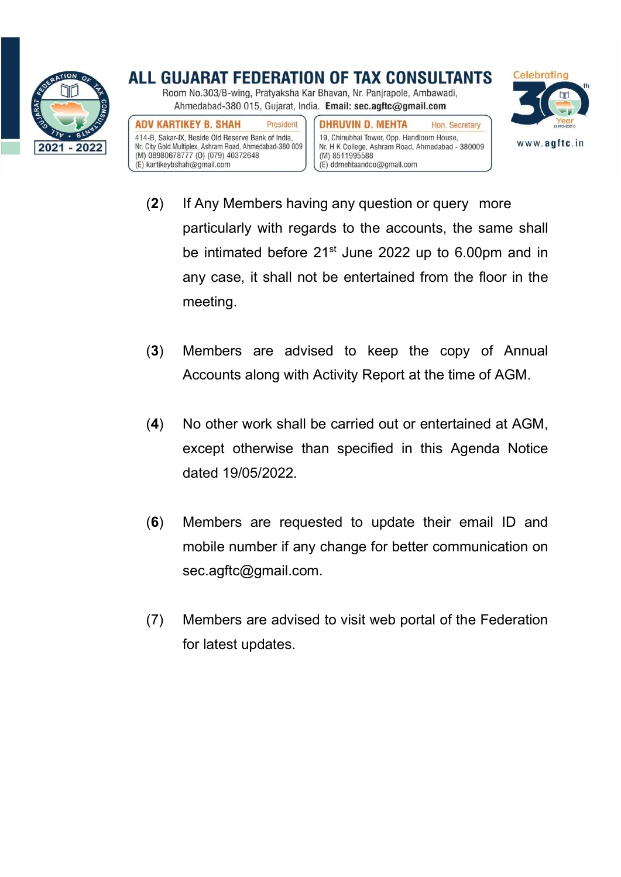(**2**) If Any Members having any question or query more particularly with regards to the accounts, the same shall be intimated before 21st June 2022 up to 6.00pm and in any case, it shall not be entertained from the floor in the meeting.

(**3**) Members are advised to keep the copy of Annual Accounts along with Activity Report at the time of AGM.

(**4**) No other work shall be carried out or entertained at AGM, except otherwise than specified in this Agenda Notice dated 19/05/2022.

(**6**) Members are requested to update their email ID and mobile number if any change for better communication on sec.agftc@gmail.com.

(7) Members are advised to visit web portal of the Federation for latest updates.